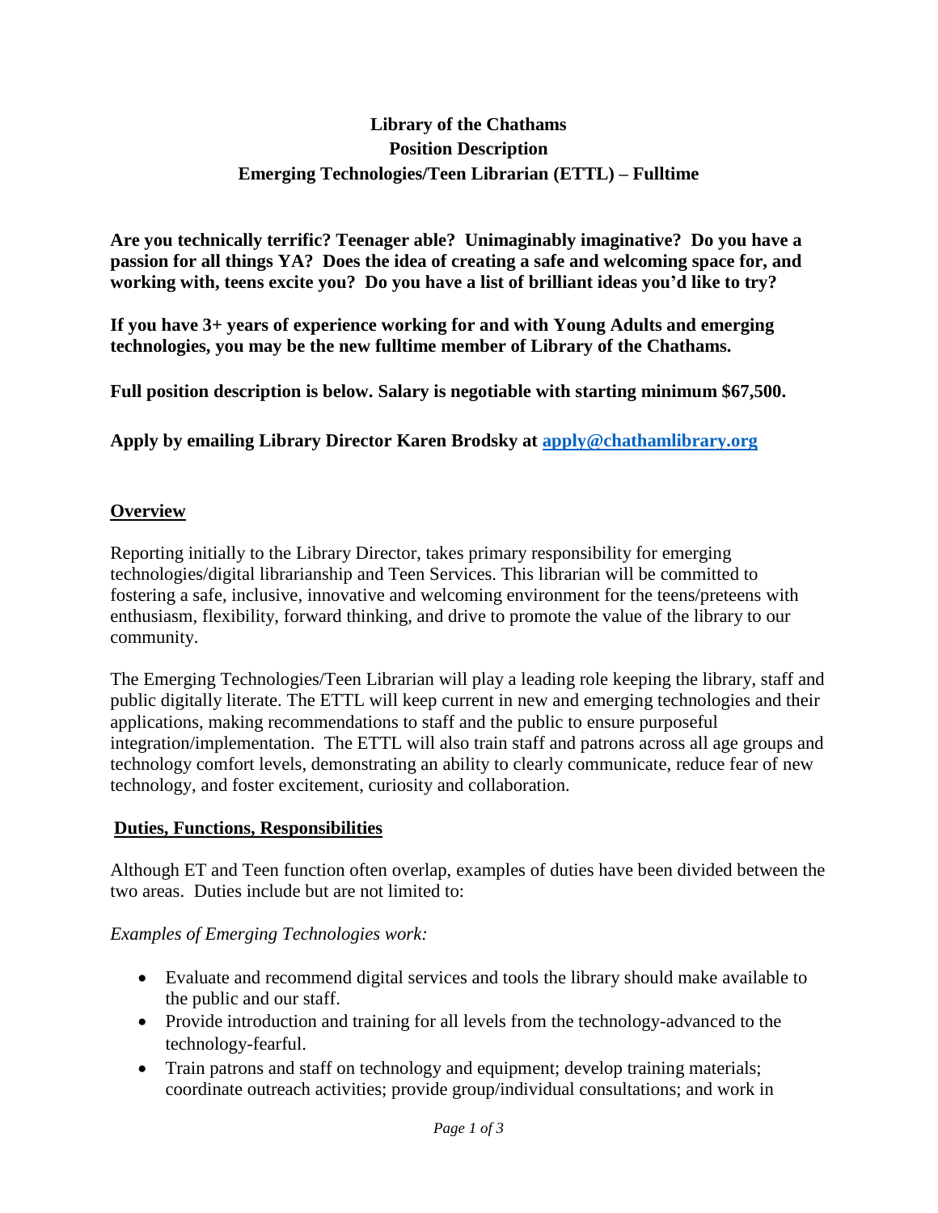**Library of the Chathams**
**Position Description**
**Emerging Technologies/Teen Librarian (ETTL) – Fulltime**

**Are you technically terrific? Teenager able? Unimaginably imaginative? Do you have a passion for all things YA? Does the idea of creating a safe and welcoming space for, and working with, teens excite you? Do you have a list of brilliant ideas you'd like to try?**

**If you have 3+ years of experience working for and with Young Adults and emerging technologies, you may be the new fulltime member of Library of the Chathams.**

**Full position description is below. Salary is negotiable with starting minimum $67,500.**

**Apply by emailing Library Director Karen Brodsky at [apply@chathamlibrary.org](mailto:apply@chathamlibrary.org)**

## Overview

Reporting initially to the Library Director, takes primary responsibility for emerging technologies/digital librarianship and Teen Services. This librarian will be committed to fostering a safe, inclusive, innovative and welcoming environment for the teens/preteens with enthusiasm, flexibility, forward thinking, and drive to promote the value of the library to our community.

The Emerging Technologies/Teen Librarian will play a leading role keeping the library, staff and public digitally literate. The ETTL will keep current in new and emerging technologies and their applications, making recommendations to staff and the public to ensure purposeful integration/implementation. The ETTL will also train staff and patrons across all age groups and technology comfort levels, demonstrating an ability to clearly communicate, reduce fear of new technology, and foster excitement, curiosity and collaboration.

## Duties, Functions, Responsibilities

Although ET and Teen function often overlap, examples of duties have been divided between the two areas. Duties include but are not limited to:

*Examples of Emerging Technologies work:*

- Evaluate and recommend digital services and tools the library should make available to the public and our staff.
- Provide introduction and training for all levels from the technology-advanced to the technology-fearful.
- Train patrons and staff on technology and equipment; develop training materials; coordinate outreach activities; provide group/individual consultations; and work in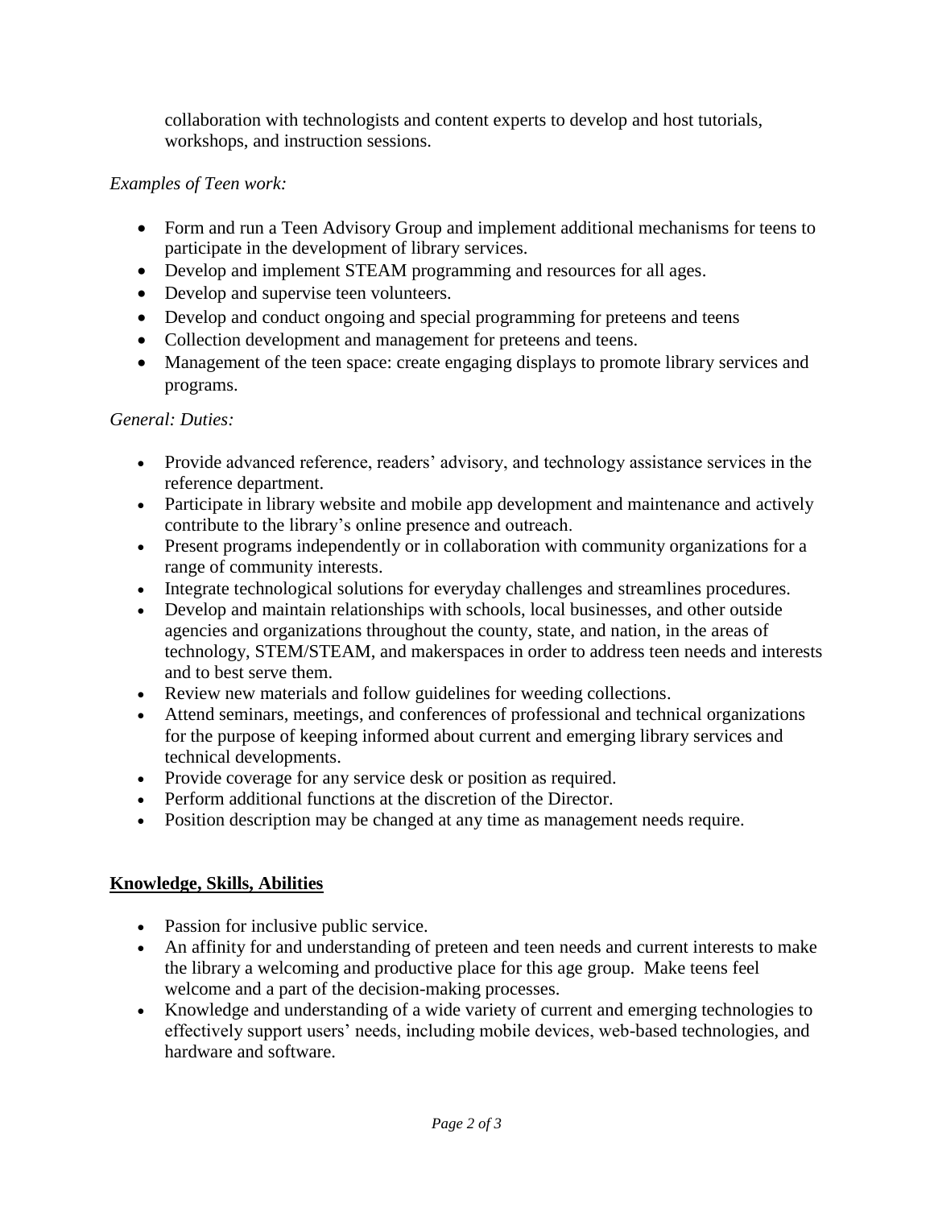collaboration with technologists and content experts to develop and host tutorials, workshops, and instruction sessions.

*Examples of Teen work:*

- Form and run a Teen Advisory Group and implement additional mechanisms for teens to participate in the development of library services.
- Develop and implement STEAM programming and resources for all ages.
- Develop and supervise teen volunteers.
- Develop and conduct ongoing and special programming for preteens and teens
- Collection development and management for preteens and teens.
- Management of the teen space: create engaging displays to promote library services and programs.

*General: Duties:*

- Provide advanced reference, readers' advisory, and technology assistance services in the reference department.
- Participate in library website and mobile app development and maintenance and actively contribute to the library's online presence and outreach.
- Present programs independently or in collaboration with community organizations for a range of community interests.
- Integrate technological solutions for everyday challenges and streamlines procedures.
- Develop and maintain relationships with schools, local businesses, and other outside agencies and organizations throughout the county, state, and nation, in the areas of technology, STEM/STEAM, and makerspaces in order to address teen needs and interests and to best serve them.
- Review new materials and follow guidelines for weeding collections.
- Attend seminars, meetings, and conferences of professional and technical organizations for the purpose of keeping informed about current and emerging library services and technical developments.
- Provide coverage for any service desk or position as required.
- Perform additional functions at the discretion of the Director.
- Position description may be changed at any time as management needs require.

## <u>Knowledge, Skills, Abilities</u>

- Passion for inclusive public service.
- An affinity for and understanding of preteen and teen needs and current interests to make the library a welcoming and productive place for this age group. Make teens feel welcome and a part of the decision-making processes.
- Knowledge and understanding of a wide variety of current and emerging technologies to effectively support users' needs, including mobile devices, web-based technologies, and hardware and software.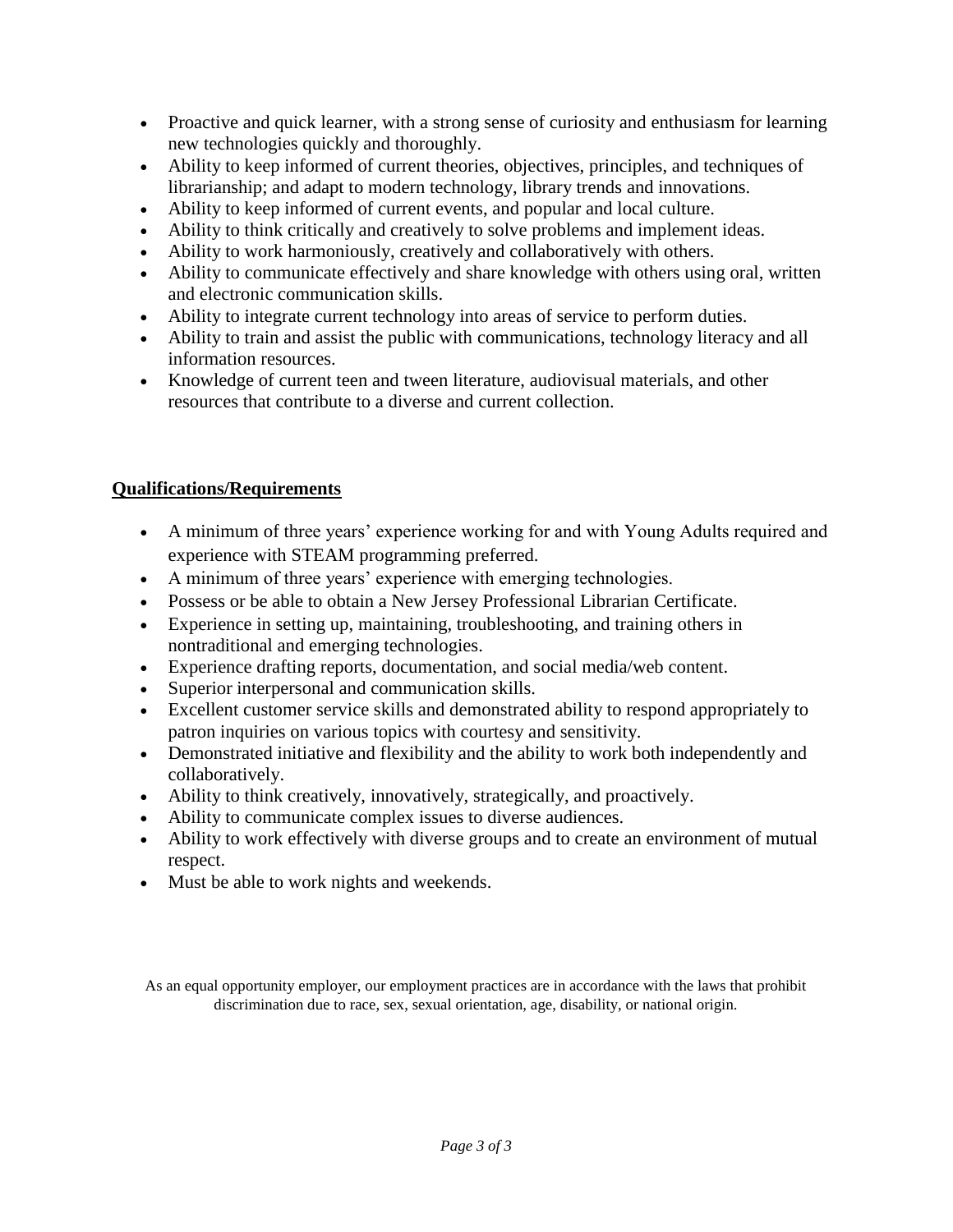- Proactive and quick learner, with a strong sense of curiosity and enthusiasm for learning new technologies quickly and thoroughly.
- Ability to keep informed of current theories, objectives, principles, and techniques of librarianship; and adapt to modern technology, library trends and innovations.
- Ability to keep informed of current events, and popular and local culture.
- Ability to think critically and creatively to solve problems and implement ideas.
- Ability to work harmoniously, creatively and collaboratively with others.
- Ability to communicate effectively and share knowledge with others using oral, written and electronic communication skills.
- Ability to integrate current technology into areas of service to perform duties.
- Ability to train and assist the public with communications, technology literacy and all information resources.
- Knowledge of current teen and tween literature, audiovisual materials, and other resources that contribute to a diverse and current collection.

## Qualifications/Requirements

- A minimum of three years' experience working for and with Young Adults required and experience with STEAM programming preferred.
- A minimum of three years' experience with emerging technologies.
- Possess or be able to obtain a New Jersey Professional Librarian Certificate.
- Experience in setting up, maintaining, troubleshooting, and training others in nontraditional and emerging technologies.
- Experience drafting reports, documentation, and social media/web content.
- Superior interpersonal and communication skills.
- Excellent customer service skills and demonstrated ability to respond appropriately to patron inquiries on various topics with courtesy and sensitivity.
- Demonstrated initiative and flexibility and the ability to work both independently and collaboratively.
- Ability to think creatively, innovatively, strategically, and proactively.
- Ability to communicate complex issues to diverse audiences.
- Ability to work effectively with diverse groups and to create an environment of mutual respect.
- Must be able to work nights and weekends.

As an equal opportunity employer, our employment practices are in accordance with the laws that prohibit discrimination due to race, sex, sexual orientation, age, disability, or national origin.